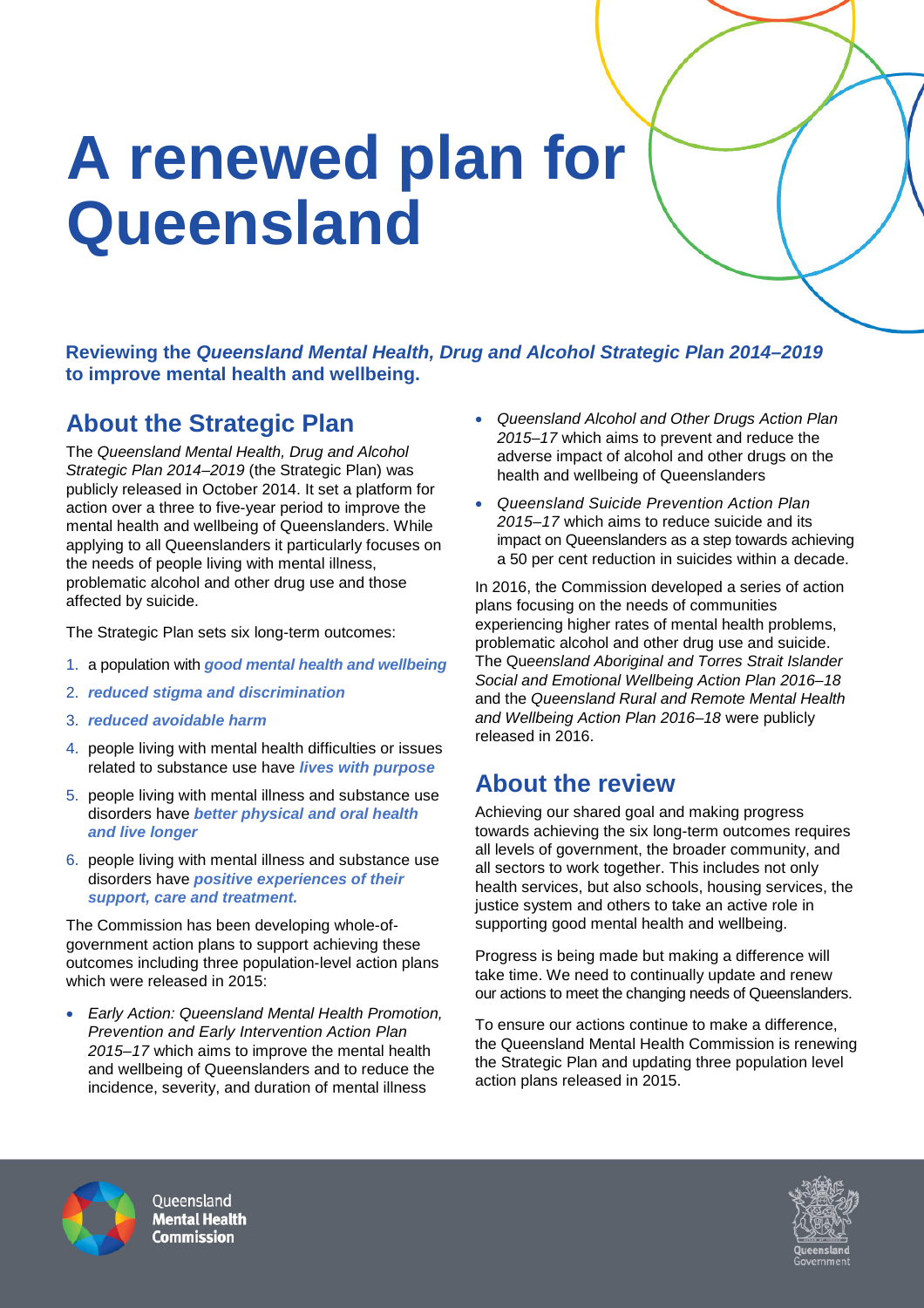# A renewed plan for Queensland

**Reviewing the *Queensland Mental Health, Drug and Alcohol Strategic Plan 2014–2019* to improve mental health and wellbeing.**

## About the Strategic Plan

The *Queensland Mental Health, Drug and Alcohol Strategic Plan 2014–2019* (the Strategic Plan) was publicly released in October 2014. It set a platform for action over a three to five-year period to improve the mental health and wellbeing of Queenslanders. While applying to all Queenslanders it particularly focuses on the needs of people living with mental illness, problematic alcohol and other drug use and those affected by suicide.

The Strategic Plan sets six long-term outcomes:

1. a population with ***good mental health and wellbeing***
2. ***reduced stigma and discrimination***
3. ***reduced avoidable harm***
4. people living with mental health difficulties or issues related to substance use have ***lives with purpose***
5. people living with mental illness and substance use disorders have ***better physical and oral health and live longer***
6. people living with mental illness and substance use disorders have ***positive experiences of their support, care and treatment.***

The Commission has been developing whole-of-government action plans to support achieving these outcomes including three population-level action plans which were released in 2015:

- *Early Action: Queensland Mental Health Promotion, Prevention and Early Intervention Action Plan 2015–17* which aims to improve the mental health and wellbeing of Queenslanders and to reduce the incidence, severity, and duration of mental illness
- *Queensland Alcohol and Other Drugs Action Plan 2015–17* which aims to prevent and reduce the adverse impact of alcohol and other drugs on the health and wellbeing of Queenslanders
- *Queensland Suicide Prevention Action Plan 2015–17* which aims to reduce suicide and its impact on Queenslanders as a step towards achieving a 50 per cent reduction in suicides within a decade.

In 2016, the Commission developed a series of action plans focusing on the needs of communities experiencing higher rates of mental health problems, problematic alcohol and other drug use and suicide. The Q*ueensland Aboriginal and Torres Strait Islander Social and Emotional Wellbeing Action Plan 2016–18* and the *Queensland Rural and Remote Mental Health and Wellbeing Action Plan 2016–18* were publicly released in 2016.

## About the review

Achieving our shared goal and making progress towards achieving the six long-term outcomes requires all levels of government, the broader community, and all sectors to work together. This includes not only health services, but also schools, housing services, the justice system and others to take an active role in supporting good mental health and wellbeing.

Progress is being made but making a difference will take time. We need to continually update and renew our actions to meet the changing needs of Queenslanders.

To ensure our actions continue to make a difference, the Queensland Mental Health Commission is renewing the Strategic Plan and updating three population level action plans released in 2015.

Queensland **Mental Health Commission**

Queensland Government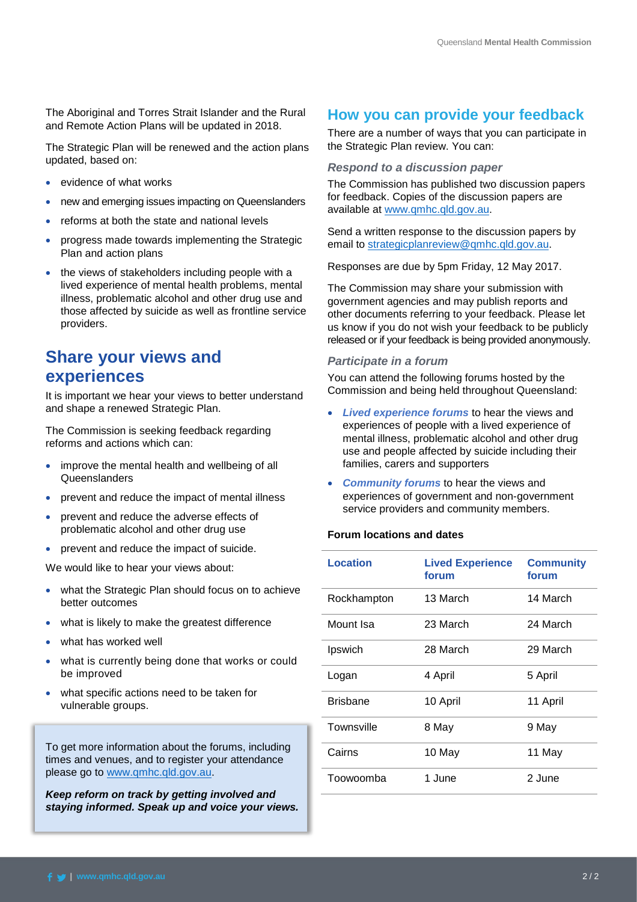The Aboriginal and Torres Strait Islander and the Rural and Remote Action Plans will be updated in 2018.

The Strategic Plan will be renewed and the action plans updated, based on:

- evidence of what works
- new and emerging issues impacting on Queenslanders
- reforms at both the state and national levels
- progress made towards implementing the Strategic Plan and action plans
- the views of stakeholders including people with a lived experience of mental health problems, mental illness, problematic alcohol and other drug use and those affected by suicide as well as frontline service providers.

## Share your views and experiences

It is important we hear your views to better understand and shape a renewed Strategic Plan.

The Commission is seeking feedback regarding reforms and actions which can:

- improve the mental health and wellbeing of all Queenslanders
- prevent and reduce the impact of mental illness
- prevent and reduce the adverse effects of problematic alcohol and other drug use
- prevent and reduce the impact of suicide.

We would like to hear your views about:

- what the Strategic Plan should focus on to achieve better outcomes
- what is likely to make the greatest difference
- what has worked well
- what is currently being done that works or could be improved
- what specific actions need to be taken for vulnerable groups.

To get more information about the forums, including times and venues, and to register your attendance please go to www.qmhc.qld.gov.au.

***Keep reform on track by getting involved and staying informed. Speak up and voice your views.***

## How you can provide your feedback

There are a number of ways that you can participate in the Strategic Plan review. You can:

### *Respond to a discussion paper*

The Commission has published two discussion papers for feedback. Copies of the discussion papers are available at www.qmhc.qld.gov.au.

Send a written response to the discussion papers by email to strategicplanreview@qmhc.qld.gov.au.

Responses are due by 5pm Friday, 12 May 2017.

The Commission may share your submission with government agencies and may publish reports and other documents referring to your feedback. Please let us know if you do not wish your feedback to be publicly released or if your feedback is being provided anonymously.

### *Participate in a forum*

You can attend the following forums hosted by the Commission and being held throughout Queensland:

- ***Lived experience forums*** to hear the views and experiences of people with a lived experience of mental illness, problematic alcohol and other drug use and people affected by suicide including their families, carers and supporters
- ***Community forums*** to hear the views and experiences of government and non-government service providers and community members.

**Forum locations and dates**

| Location | Lived Experience forum | Community forum |
| --- | --- | --- |
| Rockhampton | 13 March | 14 March |
| Mount Isa | 23 March | 24 March |
| Ipswich | 28 March | 29 March |
| Logan | 4 April | 5 April |
| Brisbane | 10 April | 11 April |
| Townsville | 8 May | 9 May |
| Cairns | 10 May | 11 May |
| Toowoomba | 1 June | 2 June |